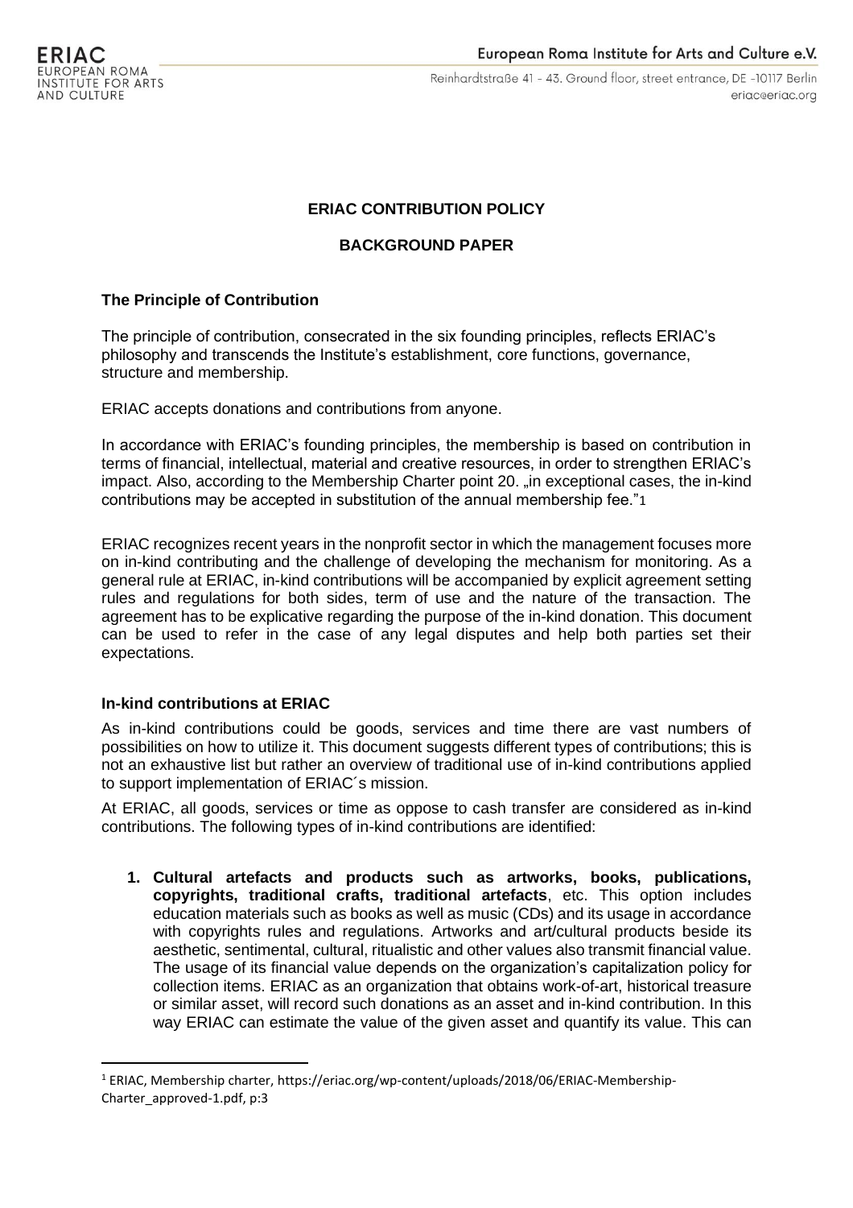**ERIAC CONTRIBUTION POLICY**

**BACKGROUND PAPER**

**The Principle of Contribution**

The principle of contribution, consecrated in the six founding principles, reflects ERIAC's philosophy and transcends the Institute's establishment, core functions, governance, structure and membership.

ERIAC accepts donations and contributions from anyone.

In accordance with ERIAC's founding principles, the membership is based on contribution in terms of financial, intellectual, material and creative resources, in order to strengthen ERIAC's impact. Also, according to the Membership Charter point 20. „in exceptional cases, the in-kind contributions may be accepted in substitution of the annual membership fee."[1]

ERIAC recognizes recent years in the nonprofit sector in which the management focuses more on in-kind contributing and the challenge of developing the mechanism for monitoring. As a general rule at ERIAC, in-kind contributions will be accompanied by explicit agreement setting rules and regulations for both sides, term of use and the nature of the transaction. The agreement has to be explicative regarding the purpose of the in-kind donation. This document can be used to refer in the case of any legal disputes and help both parties set their expectations.

**In-kind contributions at ERIAC**

As in-kind contributions could be goods, services and time there are vast numbers of possibilities on how to utilize it. This document suggests different types of contributions; this is not an exhaustive list but rather an overview of traditional use of in-kind contributions applied to support implementation of ERIAC´s mission.

At ERIAC, all goods, services or time as oppose to cash transfer are considered as in-kind contributions. The following types of in-kind contributions are identified:

1. **Cultural artefacts and products such as artworks, books, publications, copyrights, traditional crafts, traditional artefacts**, etc. This option includes education materials such as books as well as music (CDs) and its usage in accordance with copyrights rules and regulations. Artworks and art/cultural products beside its aesthetic, sentimental, cultural, ritualistic and other values also transmit financial value. The usage of its financial value depends on the organization's capitalization policy for collection items. ERIAC as an organization that obtains work-of-art, historical treasure or similar asset, will record such donations as an asset and in-kind contribution. In this way ERIAC can estimate the value of the given asset and quantify its value. This can

[1] ERIAC, Membership charter, https://eriac.org/wp-content/uploads/2018/06/ERIAC-Membership-Charter_approved-1.pdf, p:3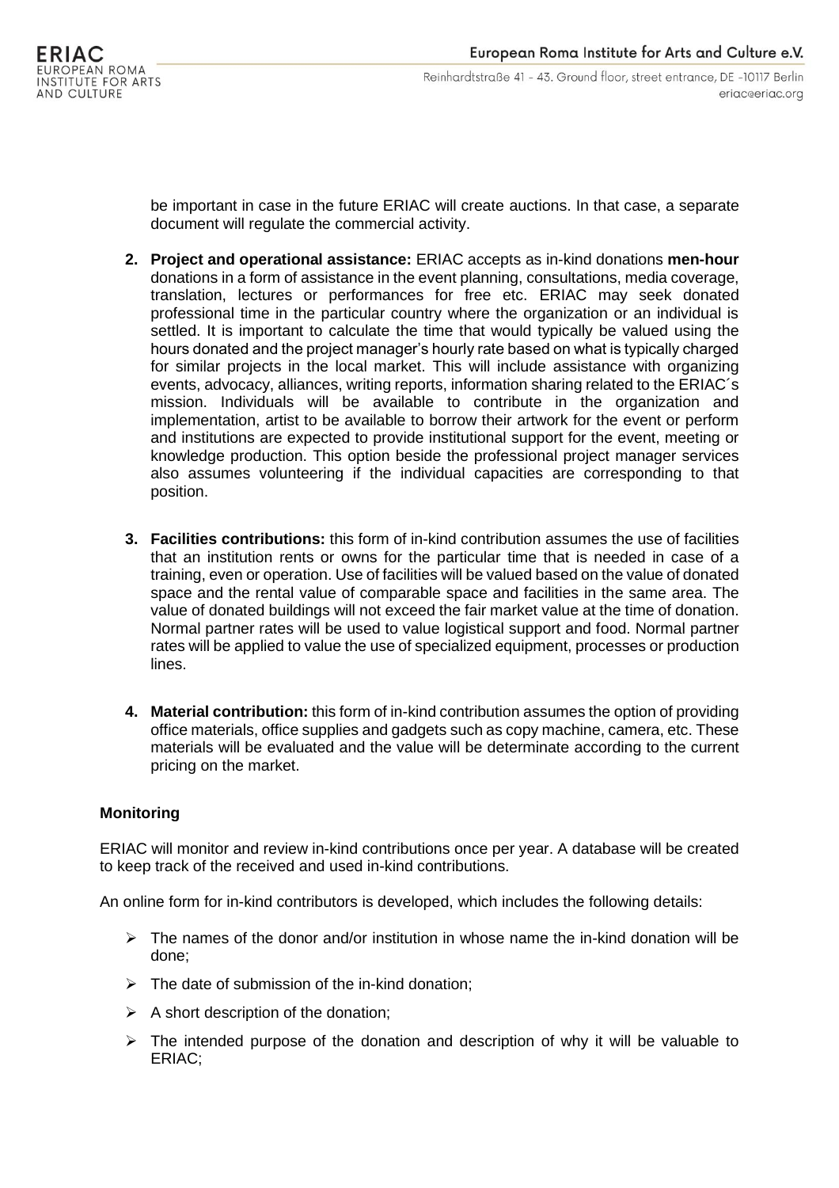be important in case in the future ERIAC will create auctions. In that case, a separate document will regulate the commercial activity.

2. **Project and operational assistance:** ERIAC accepts as in-kind donations **men-hour** donations in a form of assistance in the event planning, consultations, media coverage, translation, lectures or performances for free etc. ERIAC may seek donated professional time in the particular country where the organization or an individual is settled. It is important to calculate the time that would typically be valued using the hours donated and the project manager's hourly rate based on what is typically charged for similar projects in the local market. This will include assistance with organizing events, advocacy, alliances, writing reports, information sharing related to the ERIAC´s mission. Individuals will be available to contribute in the organization and implementation, artist to be available to borrow their artwork for the event or perform and institutions are expected to provide institutional support for the event, meeting or knowledge production. This option beside the professional project manager services also assumes volunteering if the individual capacities are corresponding to that position.

3. **Facilities contributions:** this form of in-kind contribution assumes the use of facilities that an institution rents or owns for the particular time that is needed in case of a training, even or operation. Use of facilities will be valued based on the value of donated space and the rental value of comparable space and facilities in the same area. The value of donated buildings will not exceed the fair market value at the time of donation. Normal partner rates will be used to value logistical support and food. Normal partner rates will be applied to value the use of specialized equipment, processes or production lines.

4. **Material contribution:** this form of in-kind contribution assumes the option of providing office materials, office supplies and gadgets such as copy machine, camera, etc. These materials will be evaluated and the value will be determinate according to the current pricing on the market.

**Monitoring**

ERIAC will monitor and review in-kind contributions once per year. A database will be created to keep track of the received and used in-kind contributions.

An online form for in-kind contributors is developed, which includes the following details:

- The names of the donor and/or institution in whose name the in-kind donation will be done;
- The date of submission of the in-kind donation;
- A short description of the donation;
- The intended purpose of the donation and description of why it will be valuable to ERIAC;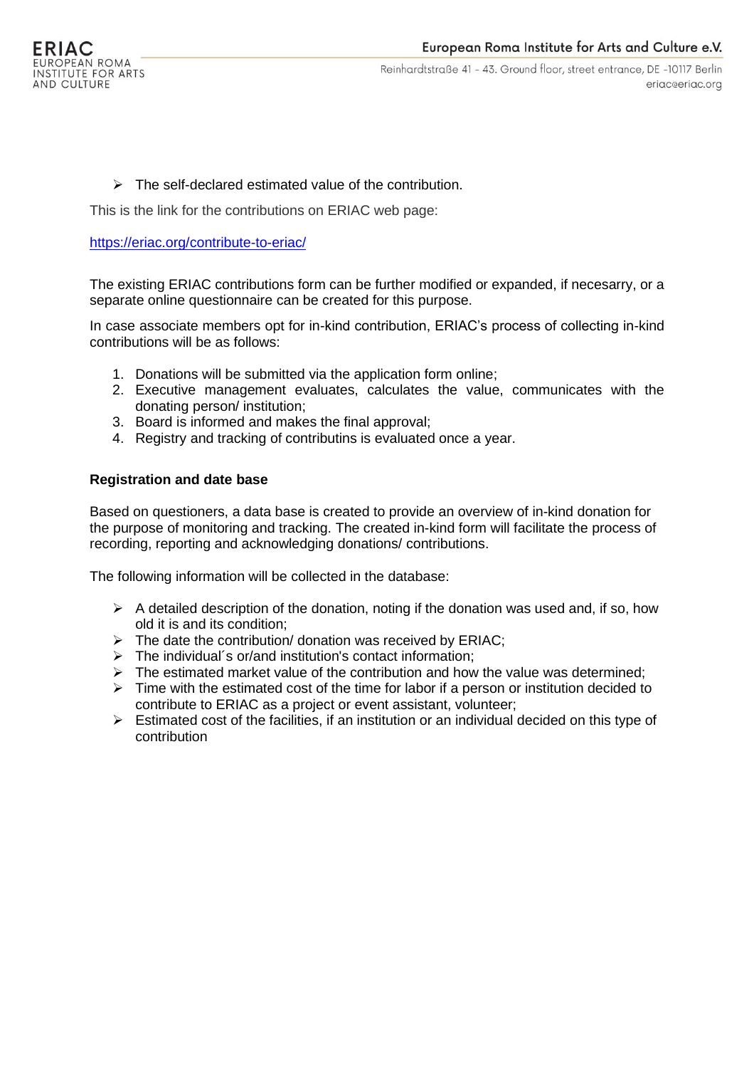- The self-declared estimated value of the contribution.

This is the link for the contributions on ERIAC web page:

https://eriac.org/contribute-to-eriac/

The existing ERIAC contributions form can be further modified or expanded, if necesarry, or a separate online questionnaire can be created for this purpose.

In case associate members opt for in-kind contribution, ERIAC's process of collecting in-kind contributions will be as follows:

1. Donations will be submitted via the application form online;
2. Executive management evaluates, calculates the value, communicates with the donating person/ institution;
3. Board is informed and makes the final approval;
4. Registry and tracking of contributins is evaluated once a year.

**Registration and date base**

Based on questioners, a data base is created to provide an overview of in-kind donation for the purpose of monitoring and tracking. The created in-kind form will facilitate the process of recording, reporting and acknowledging donations/ contributions.

The following information will be collected in the database:

- A detailed description of the donation, noting if the donation was used and, if so, how old it is and its condition;
- The date the contribution/ donation was received by ERIAC;
- The individual´s or/and institution's contact information;
- The estimated market value of the contribution and how the value was determined;
- Time with the estimated cost of the time for labor if a person or institution decided to contribute to ERIAC as a project or event assistant, volunteer;
- Estimated cost of the facilities, if an institution or an individual decided on this type of contribution